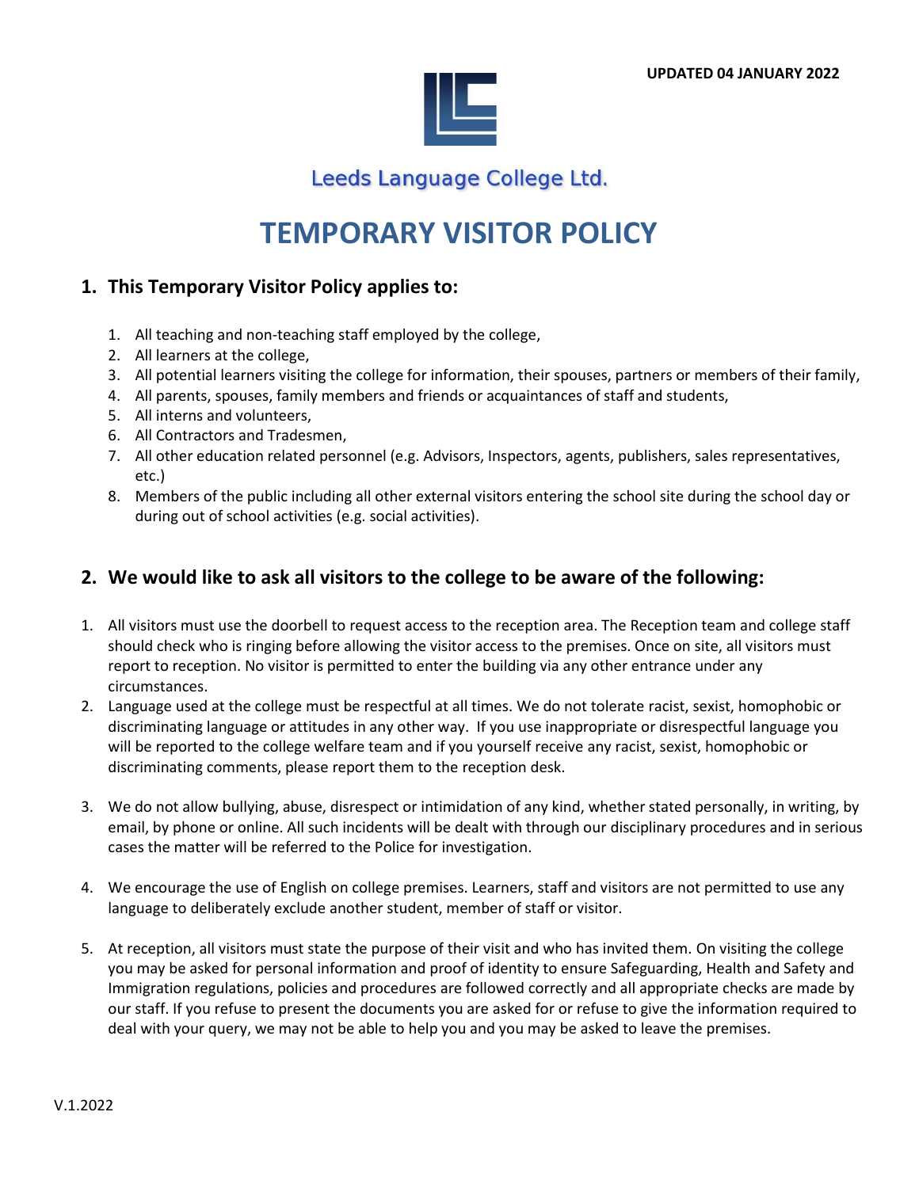UPDATED 04 JANUARY 2022

Leeds Language College Ltd.

# TEMPORARY VISITOR POLICY

## 1. This Temporary Visitor Policy applies to:

1. All teaching and non-teaching staff employed by the college,
2. All learners at the college,
3. All potential learners visiting the college for information, their spouses, partners or members of their family,
4. All parents, spouses, family members and friends or acquaintances of staff and students,
5. All interns and volunteers,
6. All Contractors and Tradesmen,
7. All other education related personnel (e.g. Advisors, Inspectors, agents, publishers, sales representatives, etc.)
8. Members of the public including all other external visitors entering the school site during the school day or during out of school activities (e.g. social activities).

## 2. We would like to ask all visitors to the college to be aware of the following:

1. All visitors must use the doorbell to request access to the reception area. The Reception team and college staff should check who is ringing before allowing the visitor access to the premises. Once on site, all visitors must report to reception. No visitor is permitted to enter the building via any other entrance under any circumstances.
2. Language used at the college must be respectful at all times. We do not tolerate racist, sexist, homophobic or discriminating language or attitudes in any other way. If you use inappropriate or disrespectful language you will be reported to the college welfare team and if you yourself receive any racist, sexist, homophobic or discriminating comments, please report them to the reception desk.
3. We do not allow bullying, abuse, disrespect or intimidation of any kind, whether stated personally, in writing, by email, by phone or online. All such incidents will be dealt with through our disciplinary procedures and in serious cases the matter will be referred to the Police for investigation.
4. We encourage the use of English on college premises. Learners, staff and visitors are not permitted to use any language to deliberately exclude another student, member of staff or visitor.
5. At reception, all visitors must state the purpose of their visit and who has invited them. On visiting the college you may be asked for personal information and proof of identity to ensure Safeguarding, Health and Safety and Immigration regulations, policies and procedures are followed correctly and all appropriate checks are made by our staff. If you refuse to present the documents you are asked for or refuse to give the information required to deal with your query, we may not be able to help you and you may be asked to leave the premises.

V.1.2022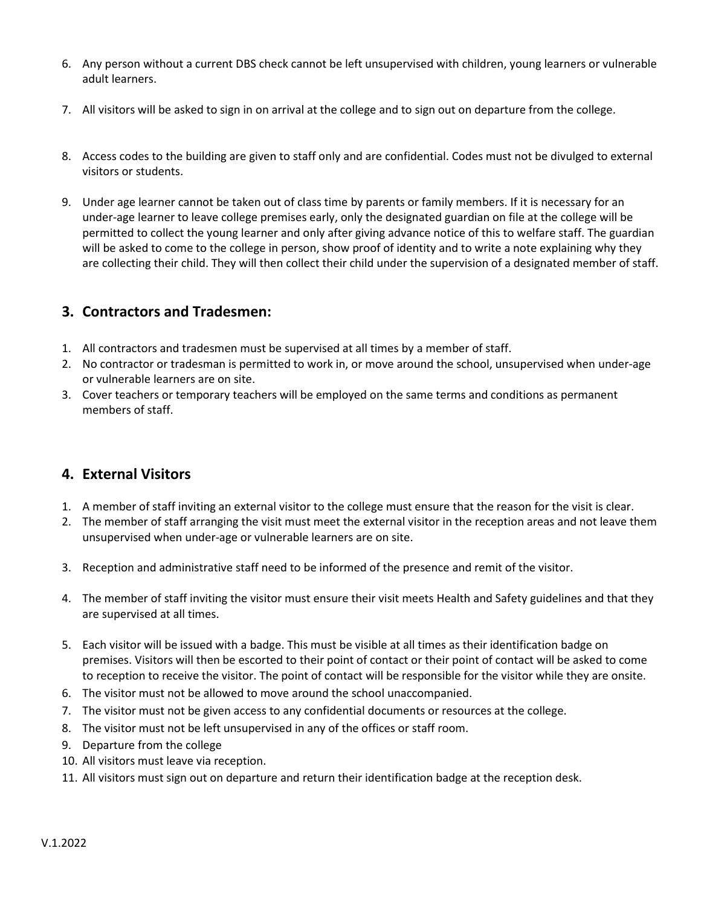6. Any person without a current DBS check cannot be left unsupervised with children, young learners or vulnerable adult learners.

7. All visitors will be asked to sign in on arrival at the college and to sign out on departure from the college.

8. Access codes to the building are given to staff only and are confidential. Codes must not be divulged to external visitors or students.

9. Under age learner cannot be taken out of class time by parents or family members. If it is necessary for an under-age learner to leave college premises early, only the designated guardian on file at the college will be permitted to collect the young learner and only after giving advance notice of this to welfare staff. The guardian will be asked to come to the college in person, show proof of identity and to write a note explaining why they are collecting their child. They will then collect their child under the supervision of a designated member of staff.

## 3. Contractors and Tradesmen:

1. All contractors and tradesmen must be supervised at all times by a member of staff.
2. No contractor or tradesman is permitted to work in, or move around the school, unsupervised when under-age or vulnerable learners are on site.
3. Cover teachers or temporary teachers will be employed on the same terms and conditions as permanent members of staff.

## 4. External Visitors

1. A member of staff inviting an external visitor to the college must ensure that the reason for the visit is clear.
2. The member of staff arranging the visit must meet the external visitor in the reception areas and not leave them unsupervised when under-age or vulnerable learners are on site.
3. Reception and administrative staff need to be informed of the presence and remit of the visitor.
4. The member of staff inviting the visitor must ensure their visit meets Health and Safety guidelines and that they are supervised at all times.
5. Each visitor will be issued with a badge. This must be visible at all times as their identification badge on premises. Visitors will then be escorted to their point of contact or their point of contact will be asked to come to reception to receive the visitor. The point of contact will be responsible for the visitor while they are onsite.
6. The visitor must not be allowed to move around the school unaccompanied.
7. The visitor must not be given access to any confidential documents or resources at the college.
8. The visitor must not be left unsupervised in any of the offices or staff room.
9. Departure from the college
10. All visitors must leave via reception.
11. All visitors must sign out on departure and return their identification badge at the reception desk.

V.1.2022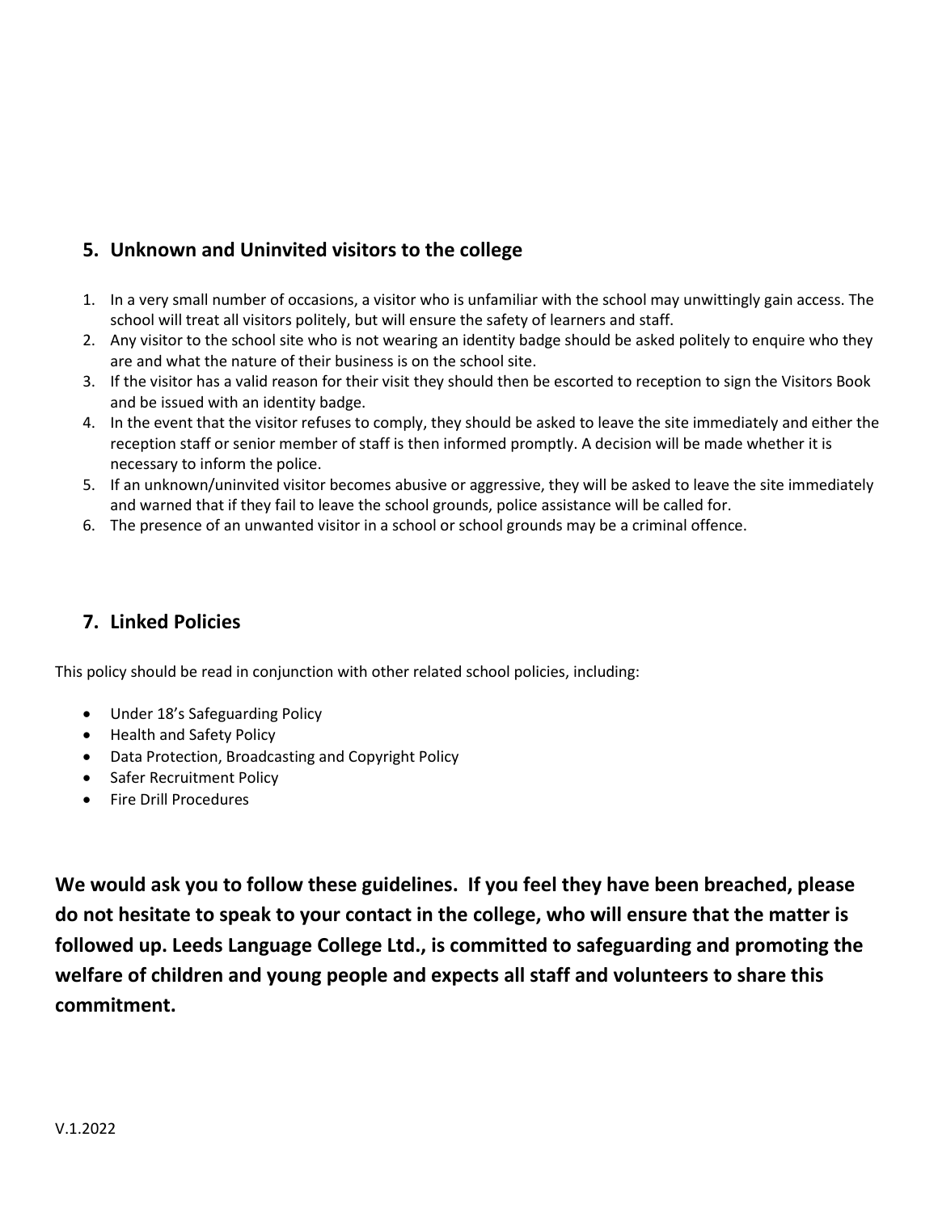## 5. Unknown and Uninvited visitors to the college

1. In a very small number of occasions, a visitor who is unfamiliar with the school may unwittingly gain access. The school will treat all visitors politely, but will ensure the safety of learners and staff.
2. Any visitor to the school site who is not wearing an identity badge should be asked politely to enquire who they are and what the nature of their business is on the school site.
3. If the visitor has a valid reason for their visit they should then be escorted to reception to sign the Visitors Book and be issued with an identity badge.
4. In the event that the visitor refuses to comply, they should be asked to leave the site immediately and either the reception staff or senior member of staff is then informed promptly. A decision will be made whether it is necessary to inform the police.
5. If an unknown/uninvited visitor becomes abusive or aggressive, they will be asked to leave the site immediately and warned that if they fail to leave the school grounds, police assistance will be called for.
6. The presence of an unwanted visitor in a school or school grounds may be a criminal offence.

## 7. Linked Policies

This policy should be read in conjunction with other related school policies, including:

- Under 18's Safeguarding Policy
- Health and Safety Policy
- Data Protection, Broadcasting and Copyright Policy
- Safer Recruitment Policy
- Fire Drill Procedures

**We would ask you to follow these guidelines. If you feel they have been breached, please do not hesitate to speak to your contact in the college, who will ensure that the matter is followed up. Leeds Language College Ltd., is committed to safeguarding and promoting the welfare of children and young people and expects all staff and volunteers to share this commitment.**

V.1.2022